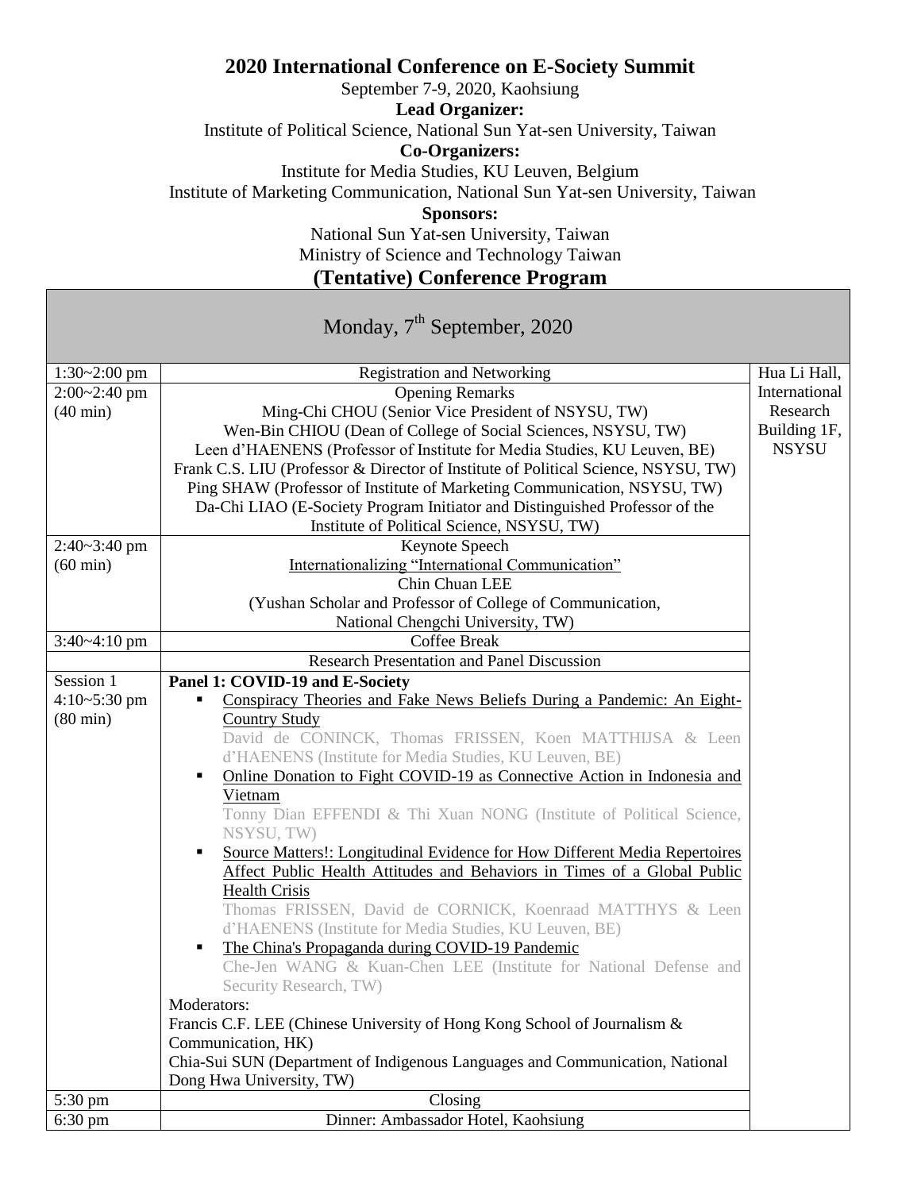# 2020 International Conference on E-Society Summit

September 7-9, 2020, Kaohsiung

**Lead Organizer:**

Institute of Political Science, National Sun Yat-sen University, Taiwan

**Co-Organizers:**

Institute for Media Studies, KU Leuven, Belgium

Institute of Marketing Communication, National Sun Yat-sen University, Taiwan

**Sponsors:**

National Sun Yat-sen University, Taiwan

Ministry of Science and Technology Taiwan

## (Tentative) Conference Program

### Monday, 7th September, 2020

| Time | Program | Venue |
|---|---|---|
| 1:30~2:00 pm | Registration and Networking | Hua Li Hall, International Research Building 1F, NSYSU |
| 2:00~2:40 pm (40 min) | Opening Remarks<br>Ming-Chi CHOU (Senior Vice President of NSYSU, TW)<br>Wen-Bin CHIOU (Dean of College of Social Sciences, NSYSU, TW)<br>Leen d'HAENENS (Professor of Institute for Media Studies, KU Leuven, BE)<br>Frank C.S. LIU (Professor & Director of Institute of Political Science, NSYSU, TW)<br>Ping SHAW (Professor of Institute of Marketing Communication, NSYSU, TW)<br>Da-Chi LIAO (E-Society Program Initiator and Distinguished Professor of the Institute of Political Science, NSYSU, TW) | |
| 2:40~3:40 pm (60 min) | Keynote Speech<br>Internationalizing "International Communication"<br>Chin Chuan LEE<br>(Yushan Scholar and Professor of College of Communication, National Chengchi University, TW) | |
| 3:40~4:10 pm | Coffee Break | |
| | Research Presentation and Panel Discussion | |
| Session 1<br>4:10~5:30 pm<br>(80 min) | **Panel 1: COVID-19 and E-Society**<br>▪ Conspiracy Theories and Fake News Beliefs During a Pandemic: An Eight-Country Study<br>David de CONINCK, Thomas FRISSEN, Koen MATTHIJSA & Leen d'HAENENS (Institute for Media Studies, KU Leuven, BE)<br>▪ Online Donation to Fight COVID-19 as Connective Action in Indonesia and Vietnam<br>Tonny Dian EFFENDI & Thi Xuan NONG (Institute of Political Science, NSYSU, TW)<br>▪ Source Matters!: Longitudinal Evidence for How Different Media Repertoires Affect Public Health Attitudes and Behaviors in Times of a Global Public Health Crisis<br>Thomas FRISSEN, David de CORNICK, Koenraad MATTHYS & Leen d'HAENENS (Institute for Media Studies, KU Leuven, BE)<br>▪ The China's Propaganda during COVID-19 Pandemic<br>Che-Jen WANG & Kuan-Chen LEE (Institute for National Defense and Security Research, TW)<br>Moderators:<br>Francis C.F. LEE (Chinese University of Hong Kong School of Journalism & Communication, HK)<br>Chia-Sui SUN (Department of Indigenous Languages and Communication, National Dong Hwa University, TW) | |
| 5:30 pm | Closing | |
| 6:30 pm | Dinner: Ambassador Hotel, Kaohsiung | |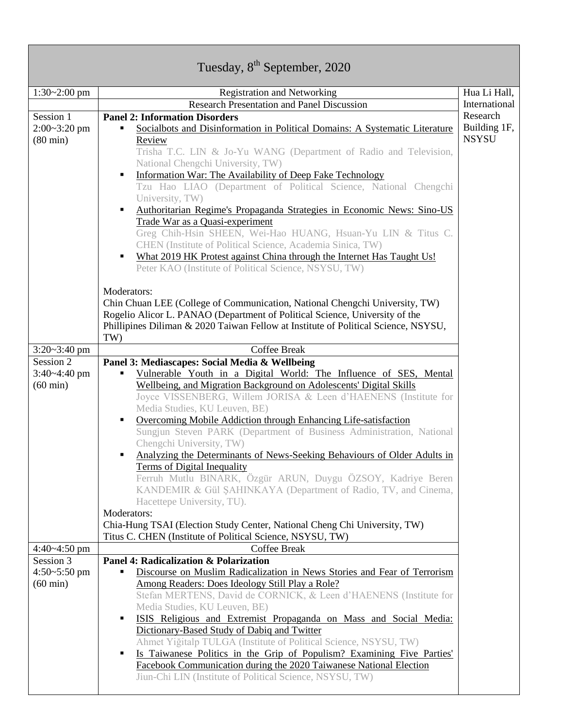| Tuesday, 8th September, 2020 | | |
|---|---|---|
| 1:30~2:00 pm | Registration and Networking | Hua Li Hall, International Research Building 1F, NSYSU |
| | Research Presentation and Panel Discussion | |
| Session 1<br>2:00~3:20 pm<br>(80 min) | **Panel 2: Information Disorders**<br>▪ Socialbots and Disinformation in Political Domains: A Systematic Literature Review<br>Trisha T.C. LIN & Jo-Yu WANG (Department of Radio and Television, National Chengchi University, TW)<br>▪ Information War: The Availability of Deep Fake Technology<br>Tzu Hao LIAO (Department of Political Science, National Chengchi University, TW)<br>▪ Authoritarian Regime's Propaganda Strategies in Economic News: Sino-US Trade War as a Quasi-experiment<br>Greg Chih-Hsin SHEEN, Wei-Hao HUANG, Hsuan-Yu LIN & Titus C. CHEN (Institute of Political Science, Academia Sinica, TW)<br>▪ What 2019 HK Protest against China through the Internet Has Taught Us!<br>Peter KAO (Institute of Political Science, NSYSU, TW)<br><br>Moderators:<br>Chin Chuan LEE (College of Communication, National Chengchi University, TW)<br>Rogelio Alicor L. PANAO (Department of Political Science, University of the Phillipines Diliman & 2020 Taiwan Fellow at Institute of Political Science, NSYSU, TW) | |
| 3:20~3:40 pm | Coffee Break | |
| Session 2<br>3:40~4:40 pm<br>(60 min) | **Panel 3: Mediascapes: Social Media & Wellbeing**<br>▪ Vulnerable Youth in a Digital World: The Influence of SES, Mental Wellbeing, and Migration Background on Adolescents' Digital Skills<br>Joyce VISSENBERG, Willem JORISA & Leen d'HAENENS (Institute for Media Studies, KU Leuven, BE)<br>▪ Overcoming Mobile Addiction through Enhancing Life-satisfaction<br>Sungjun Steven PARK (Department of Business Administration, National Chengchi University, TW)<br>▪ Analyzing the Determinants of News-Seeking Behaviours of Older Adults in Terms of Digital Inequality<br>Ferruh Mutlu BINARK, Özgür ARUN, Duygu ÖZSOY, Kadriye Beren KANDEMIR & Gül ŞAHINKAYA (Department of Radio, TV, and Cinema, Hacettepe University, TU).<br>Moderators:<br>Chia-Hung TSAI (Election Study Center, National Cheng Chi University, TW)<br>Titus C. CHEN (Institute of Political Science, NSYSU, TW) | |
| 4:40~4:50 pm | Coffee Break | |
| Session 3<br>4:50~5:50 pm<br>(60 min) | **Panel 4: Radicalization & Polarization**<br>▪ Discourse on Muslim Radicalization in News Stories and Fear of Terrorism Among Readers: Does Ideology Still Play a Role?<br>Stefan MERTENS, David de CORNICK, & Leen d'HAENENS (Institute for Media Studies, KU Leuven, BE)<br>▪ ISIS Religious and Extremist Propaganda on Mass and Social Media: Dictionary-Based Study of Dabiq and Twitter<br>Ahmet Yiğitalp TULGA (Institute of Political Science, NSYSU, TW)<br>▪ Is Taiwanese Politics in the Grip of Populism? Examining Five Parties' Facebook Communication during the 2020 Taiwanese National Election<br>Jiun-Chi LIN (Institute of Political Science, NSYSU, TW) | |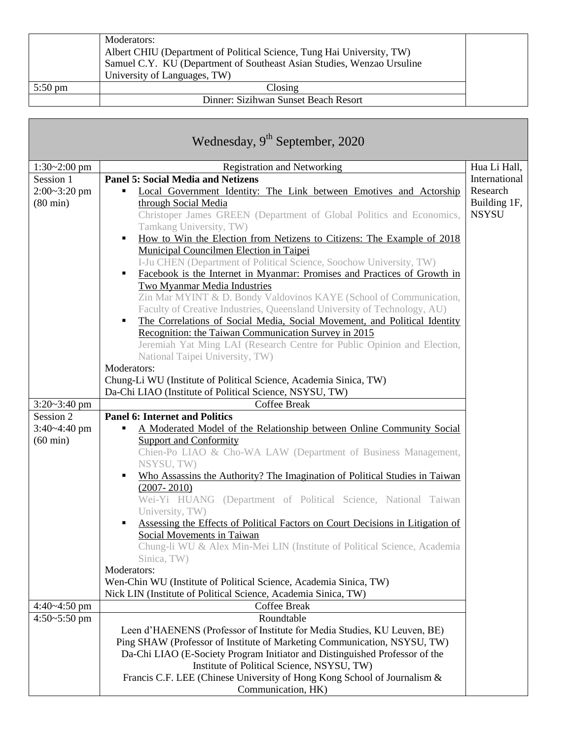| | | |
|---|---|---|
| | Moderators:<br>Albert CHIU (Department of Political Science, Tung Hai University, TW)<br>Samuel C.Y. KU (Department of Southeast Asian Studies, Wenzao Ursuline University of Languages, TW) | |
| 5:50 pm | Closing | |
| | Dinner: Sizihwan Sunset Beach Resort | |

| Wednesday, 9th September, 2020 | | |
|---|---|---|
| 1:30~2:00 pm | Registration and Networking | Hua Li Hall, International Research Building 1F, NSYSU |
| Session 1<br>2:00~3:20 pm<br>(80 min) | **Panel 5: Social Media and Netizens**<br>▪ Local Government Identity: The Link between Emotives and Actorship through Social Media<br>Christoper James GREEN (Department of Global Politics and Economics, Tamkang University, TW)<br>▪ How to Win the Election from Netizens to Citizens: The Example of 2018 Municipal Councilmen Election in Taipei<br>I-Ju CHEN (Department of Political Science, Soochow University, TW)<br>▪ Facebook is the Internet in Myanmar: Promises and Practices of Growth in Two Myanmar Media Industries<br>Zin Mar MYINT & D. Bondy Valdovinos KAYE (School of Communication, Faculty of Creative Industries, Queensland University of Technology, AU)<br>▪ The Correlations of Social Media, Social Movement, and Political Identity Recognition: the Taiwan Communication Survey in 2015<br>Jeremiah Yat Ming LAI (Research Centre for Public Opinion and Election, National Taipei University, TW)<br>Moderators:<br>Chung-Li WU (Institute of Political Science, Academia Sinica, TW)<br>Da-Chi LIAO (Institute of Political Science, NSYSU, TW) | |
| 3:20~3:40 pm | Coffee Break | |
| Session 2<br>3:40~4:40 pm<br>(60 min) | **Panel 6: Internet and Politics**<br>▪ A Moderated Model of the Relationship between Online Community Social Support and Conformity<br>Chien-Po LIAO & Cho-WA LAW (Department of Business Management, NSYSU, TW)<br>▪ Who Assassins the Authority? The Imagination of Political Studies in Taiwan (2007- 2010)<br>Wei-Yi HUANG (Department of Political Science, National Taiwan University, TW)<br>▪ Assessing the Effects of Political Factors on Court Decisions in Litigation of Social Movements in Taiwan<br>Chung-li WU & Alex Min-Mei LIN (Institute of Political Science, Academia Sinica, TW)<br>Moderators:<br>Wen-Chin WU (Institute of Political Science, Academia Sinica, TW)<br>Nick LIN (Institute of Political Science, Academia Sinica, TW) | |
| 4:40~4:50 pm | Coffee Break | |
| 4:50~5:50 pm | Roundtable<br>Leen d'HAENENS (Professor of Institute for Media Studies, KU Leuven, BE)<br>Ping SHAW (Professor of Institute of Marketing Communication, NSYSU, TW)<br>Da-Chi LIAO (E-Society Program Initiator and Distinguished Professor of the Institute of Political Science, NSYSU, TW)<br>Francis C.F. LEE (Chinese University of Hong Kong School of Journalism & Communication, HK) | |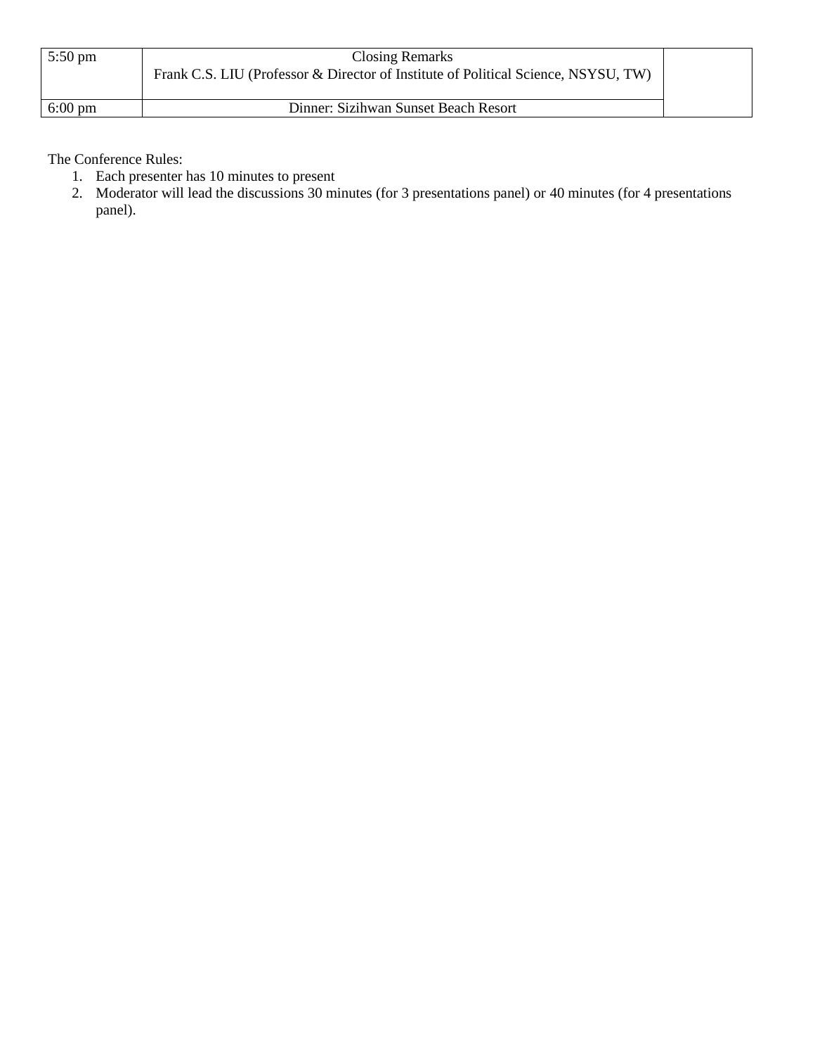| | | |
|---|---|---|
| 5:50 pm | Closing Remarks<br>Frank C.S. LIU (Professor & Director of Institute of Political Science, NSYSU, TW) | |
| 6:00 pm | Dinner: Sizihwan Sunset Beach Resort | |

The Conference Rules:

1. Each presenter has 10 minutes to present
2. Moderator will lead the discussions 30 minutes (for 3 presentations panel) or 40 minutes (for 4 presentations panel).